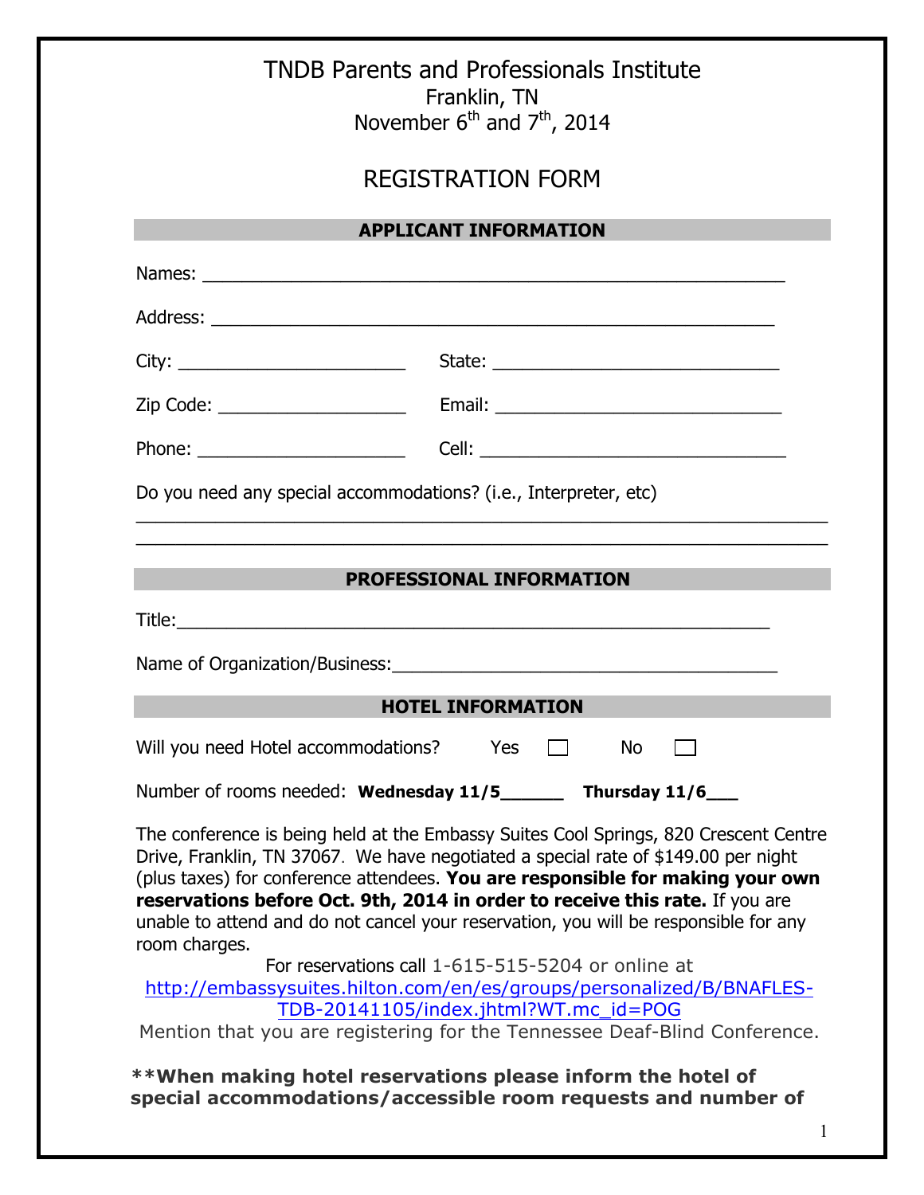# TNDB Parents and Professionals Institute

Franklin, TN

November 6th and 7th, 2014

## REGISTRATION FORM

### APPLICANT INFORMATION

Names: ______________________________________________________________

Address: _____________________________________________________________

City: ________________________ State: ______________________________

Zip Code: ____________________ Email: ______________________________

Phone: ______________________ Cell: ________________________________

Do you need any special accommodations? (i.e., Interpreter, etc)

______________________________________________________________________

______________________________________________________________________

### PROFESSIONAL INFORMATION

Title:________________________________________________________________

Name of Organization/Business:________________________________________

### HOTEL INFORMATION

Will you need Hotel accommodations? Yes ☐ No ☐

Number of rooms needed: **Wednesday 11/5______** **Thursday 11/6___**

The conference is being held at the Embassy Suites Cool Springs, 820 Crescent Centre Drive, Franklin, TN 37067. We have negotiated a special rate of $149.00 per night (plus taxes) for conference attendees. **You are responsible for making your own reservations before Oct. 9th, 2014 in order to receive this rate.** If you are unable to attend and do not cancel your reservation, you will be responsible for any room charges.

For reservations call 1-615-515-5204 or online at http://embassysuites.hilton.com/en/es/groups/personalized/B/BNAFLES-TDB-20141105/index.jhtml?WT.mc_id=POG

Mention that you are registering for the Tennessee Deaf-Blind Conference.

****When making hotel reservations please inform the hotel of special accommodations/accessible room requests and number of**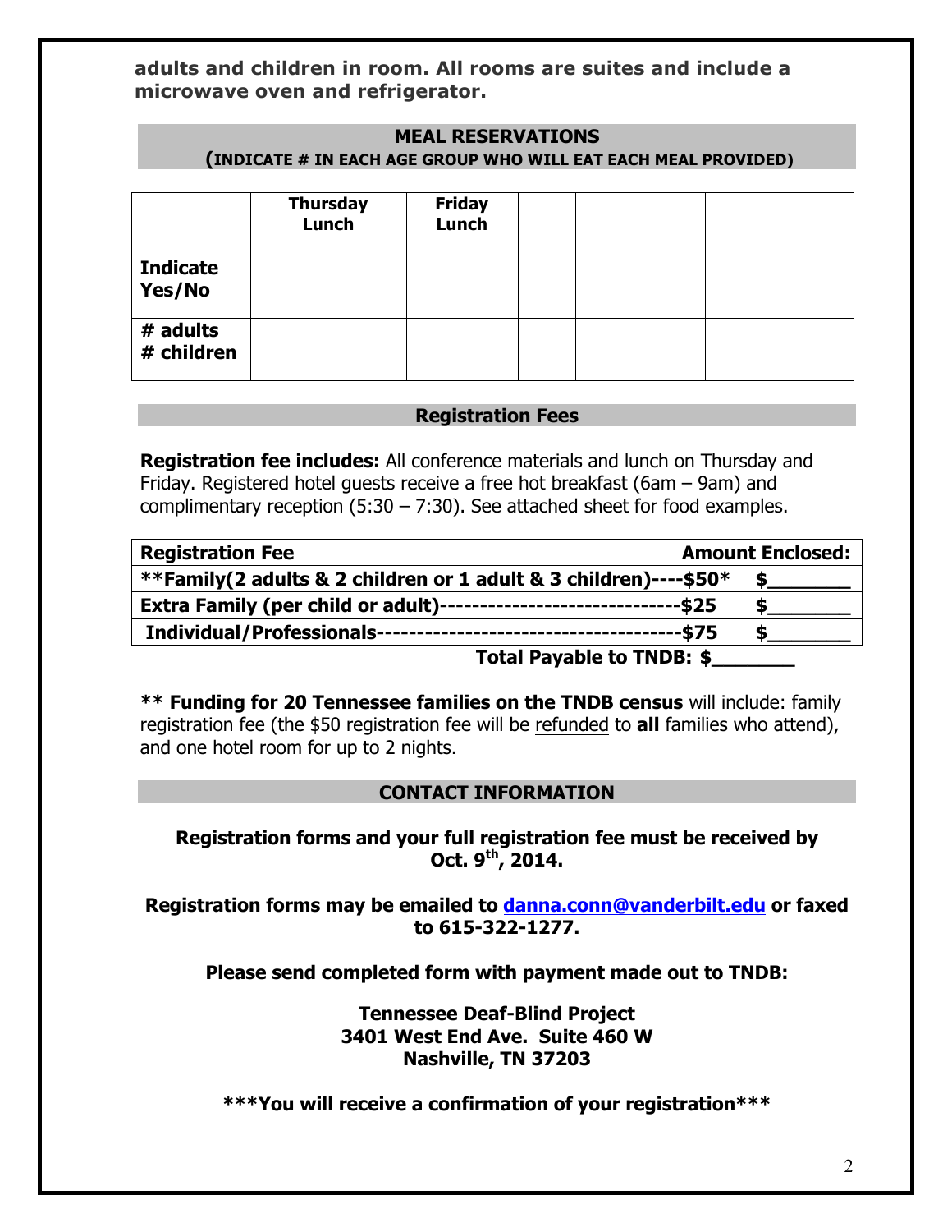**adults and children in room. All rooms are suites and include a microwave oven and refrigerator.**

## MEAL RESERVATIONS

**(INDICATE # IN EACH AGE GROUP WHO WILL EAT EACH MEAL PROVIDED)**

| | Thursday Lunch | Friday Lunch | | | |
|---|---|---|---|---|---|
| **Indicate Yes/No** | | | | | |
| **# adults # children** | | | | | |

## Registration Fees

**Registration fee includes:** All conference materials and lunch on Thursday and Friday. Registered hotel guests receive a free hot breakfast (6am – 9am) and complimentary reception (5:30 – 7:30). See attached sheet for food examples.

| Registration Fee | Amount Enclosed: |
|---|---|
| **Family(2 adults & 2 children or 1 adult & 3 children)----$50* | $_______ |
| Extra Family (per child or adult)-----------------------------$25 | $_______ |
| Individual/Professionals-------------------------------------$75 | $_______ |

**Total Payable to TNDB: $_______**

**** Funding for 20 Tennessee families on the TNDB census** will include: family registration fee (the $50 registration fee will be refunded to **all** families who attend), and one hotel room for up to 2 nights.

## CONTACT INFORMATION

**Registration forms and your full registration fee must be received by Oct. 9th, 2014.**

**Registration forms may be emailed to danna.conn@vanderbilt.edu or faxed to 615-322-1277.**

**Please send completed form with payment made out to TNDB:**

**Tennessee Deaf-Blind Project**
**3401 West End Ave. Suite 460 W**
**Nashville, TN 37203**

*****You will receive a confirmation of your registration*****